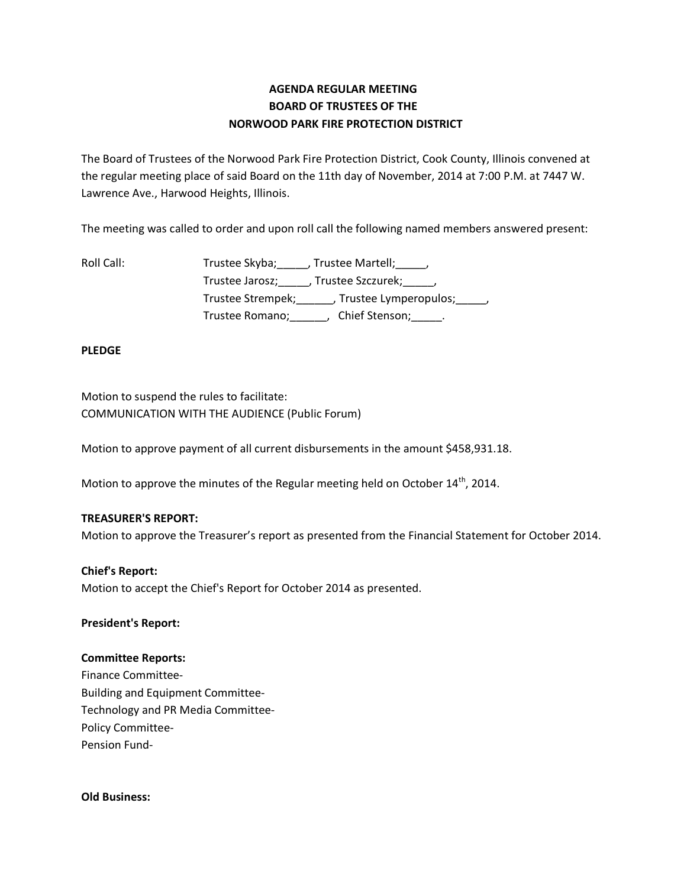**AGENDA REGULAR MEETING**
**BOARD OF TRUSTEES OF THE**
**NORWOOD PARK FIRE PROTECTION DISTRICT**

The Board of Trustees of the Norwood Park Fire Protection District, Cook County, Illinois convened at the regular meeting place of said Board on the 11th day of November, 2014 at 7:00 P.M. at 7447 W. Lawrence Ave., Harwood Heights, Illinois.

The meeting was called to order and upon roll call the following named members answered present:

Roll Call: Trustee Skyba;_____, Trustee Martell;_____,
Trustee Jarosz;_____, Trustee Szczurek;_____,
Trustee Strempek;______, Trustee Lymperopulos;_____,
Trustee Romano;______, Chief Stenson;_____.

**PLEDGE**

Motion to suspend the rules to facilitate:
COMMUNICATION WITH THE AUDIENCE (Public Forum)

Motion to approve payment of all current disbursements in the amount $458,931.18.

Motion to approve the minutes of the Regular meeting held on October 14th, 2014.

**TREASURER'S REPORT:**
Motion to approve the Treasurer's report as presented from the Financial Statement for October 2014.

**Chief's Report:**
Motion to accept the Chief's Report for October 2014 as presented.

**President's Report:**

**Committee Reports:**
Finance Committee-
Building and Equipment Committee-
Technology and PR Media Committee-
Policy Committee-
Pension Fund-

**Old Business:**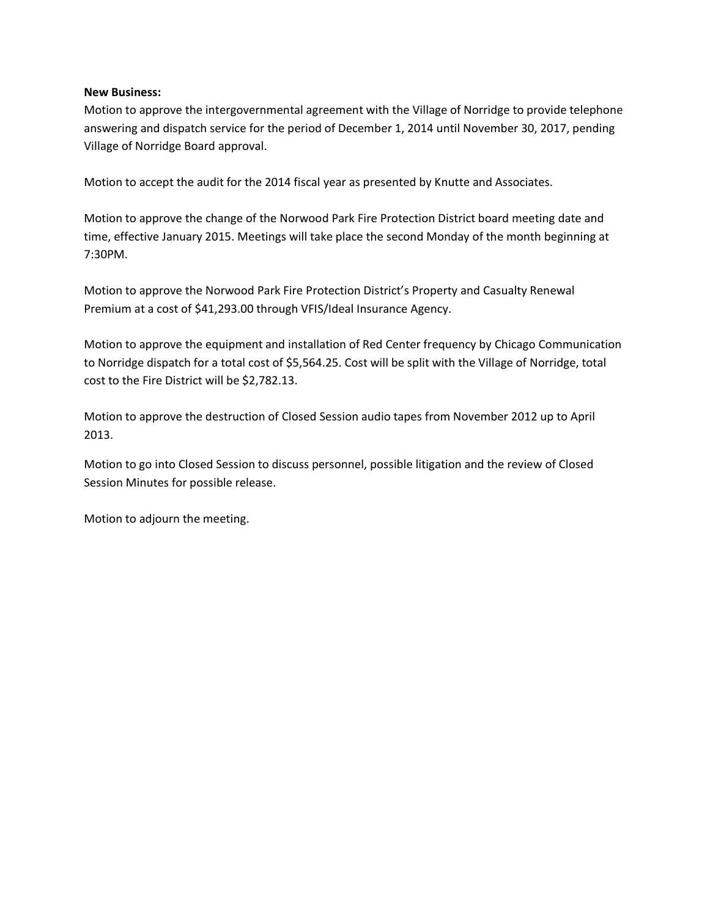**New Business:**

Motion to approve the intergovernmental agreement with the Village of Norridge to provide telephone answering and dispatch service for the period of December 1, 2014 until November 30, 2017, pending Village of Norridge Board approval.

Motion to accept the audit for the 2014 fiscal year as presented by Knutte and Associates.

Motion to approve the change of the Norwood Park Fire Protection District board meeting date and time, effective January 2015. Meetings will take place the second Monday of the month beginning at 7:30PM.

Motion to approve the Norwood Park Fire Protection District's Property and Casualty Renewal Premium at a cost of $41,293.00 through VFIS/Ideal Insurance Agency.

Motion to approve the equipment and installation of Red Center frequency by Chicago Communication to Norridge dispatch for a total cost of $5,564.25. Cost will be split with the Village of Norridge, total cost to the Fire District will be $2,782.13.

Motion to approve the destruction of Closed Session audio tapes from November 2012 up to April 2013.

Motion to go into Closed Session to discuss personnel, possible litigation and the review of Closed Session Minutes for possible release.

Motion to adjourn the meeting.